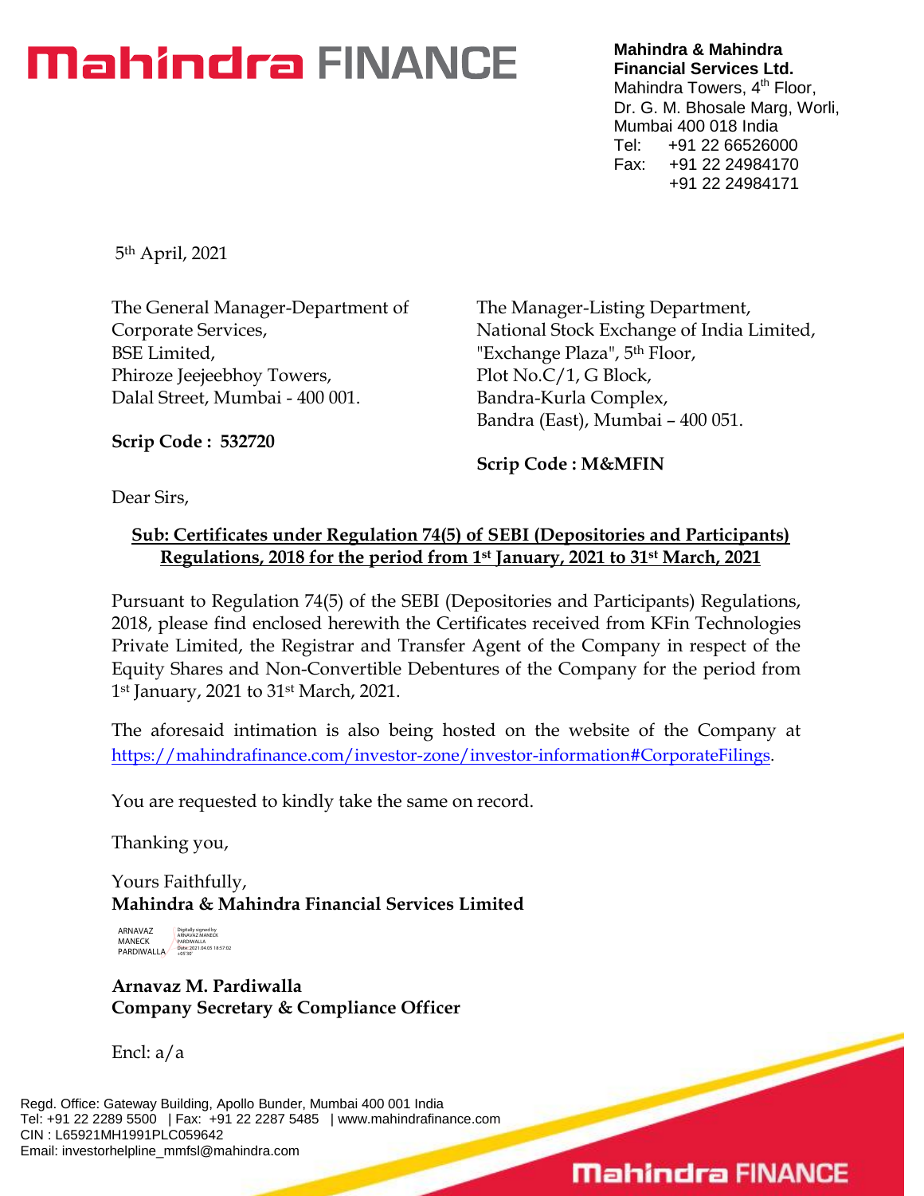# Mahindra FINANCE

**Mahindra & Mahindra Financial Services Ltd.**
Mahindra Towers, 4th Floor,
Dr. G. M. Bhosale Marg, Worli,
Mumbai 400 018 India
Tel: +91 22 66526000
Fax: +91 22 24984170
+91 22 24984171

5th April, 2021

The General Manager-Department of Corporate Services,
BSE Limited,
Phiroze Jeejeebhoy Towers,
Dalal Street, Mumbai - 400 001.

**Scrip Code : 532720**

The Manager-Listing Department,
National Stock Exchange of India Limited,
"Exchange Plaza", 5th Floor,
Plot No.C/1, G Block,
Bandra-Kurla Complex,
Bandra (East), Mumbai – 400 051.

**Scrip Code : M&MFIN**

Dear Sirs,

**Sub: Certificates under Regulation 74(5) of SEBI (Depositories and Participants) Regulations, 2018 for the period from 1st January, 2021 to 31st March, 2021**

Pursuant to Regulation 74(5) of the SEBI (Depositories and Participants) Regulations, 2018, please find enclosed herewith the Certificates received from KFin Technologies Private Limited, the Registrar and Transfer Agent of the Company in respect of the Equity Shares and Non-Convertible Debentures of the Company for the period from 1st January, 2021 to 31st March, 2021.

The aforesaid intimation is also being hosted on the website of the Company at https://mahindrafinance.com/investor-zone/investor-information#CorporateFilings.

You are requested to kindly take the same on record.

Thanking you,

Yours Faithfully,
**Mahindra & Mahindra Financial Services Limited**

ARNAVAZ MANECK PARDIWALLA
Digitally signed by ARNAVAZ MANECK PARDIWALLA
Date: 2021.04.05 18:57:02 +05'30'

**Arnavaz M. Pardiwalla**
**Company Secretary & Compliance Officer**

Encl: a/a

Regd. Office: Gateway Building, Apollo Bunder, Mumbai 400 001 India
Tel: +91 22 2289 5500 | Fax: +91 22 2287 5485 | www.mahindrafinance.com
CIN : L65921MH1991PLC059642
Email: investorhelpline_mmfsl@mahindra.com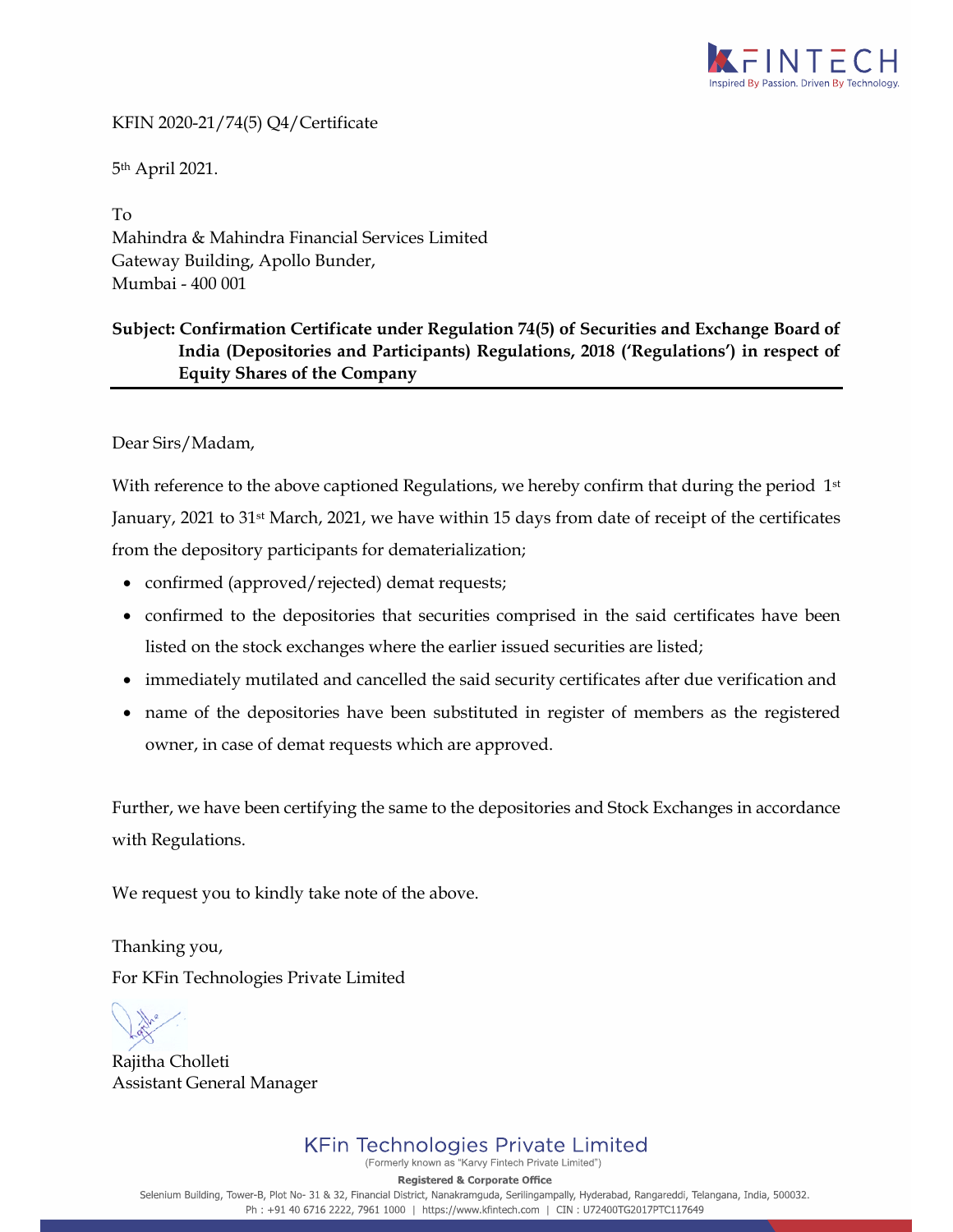KFIN 2020-21/74(5) Q4/Certificate

5th April 2021.

To
Mahindra & Mahindra Financial Services Limited
Gateway Building, Apollo Bunder,
Mumbai - 400 001

**Subject: Confirmation Certificate under Regulation 74(5) of Securities and Exchange Board of India (Depositories and Participants) Regulations, 2018 ('Regulations') in respect of Equity Shares of the Company**

Dear Sirs/Madam,

With reference to the above captioned Regulations, we hereby confirm that during the period 1st January, 2021 to 31st March, 2021, we have within 15 days from date of receipt of the certificates from the depository participants for dematerialization;

- confirmed (approved/rejected) demat requests;
- confirmed to the depositories that securities comprised in the said certificates have been listed on the stock exchanges where the earlier issued securities are listed;
- immediately mutilated and cancelled the said security certificates after due verification and
- name of the depositories have been substituted in register of members as the registered owner, in case of demat requests which are approved.

Further, we have been certifying the same to the depositories and Stock Exchanges in accordance with Regulations.

We request you to kindly take note of the above.

Thanking you,
For KFin Technologies Private Limited

Rajitha Cholleti
Assistant General Manager

KFin Technologies Private Limited
(Formerly known as "Karvy Fintech Private Limited")
Registered & Corporate Office
Selenium Building, Tower-B, Plot No- 31 & 32, Financial District, Nanakramguda, Serilingampally, Hyderabad, Rangareddi, Telangana, India, 500032.
Ph : +91 40 6716 2222, 7961 1000 | https://www.kfintech.com | CIN : U72400TG2017PTC117649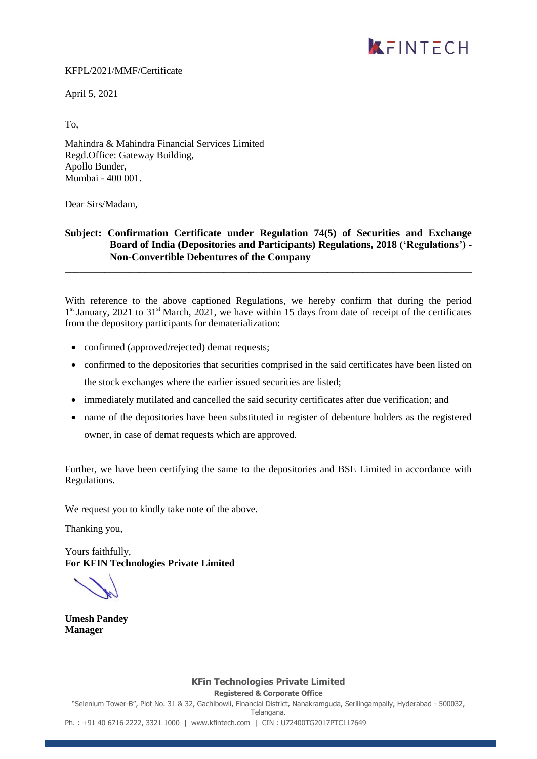KFPL/2021/MMF/Certificate

April 5, 2021

To,

Mahindra & Mahindra Financial Services Limited
Regd.Office: Gateway Building,
Apollo Bunder,
Mumbai - 400 001.

Dear Sirs/Madam,

**Subject: Confirmation Certificate under Regulation 74(5) of Securities and Exchange Board of India (Depositories and Participants) Regulations, 2018 ('Regulations') - Non-Convertible Debentures of the Company**

---

With reference to the above captioned Regulations, we hereby confirm that during the period 1st January, 2021 to 31st March, 2021, we have within 15 days from date of receipt of the certificates from the depository participants for dematerialization:

- confirmed (approved/rejected) demat requests;
- confirmed to the depositories that securities comprised in the said certificates have been listed on the stock exchanges where the earlier issued securities are listed;
- immediately mutilated and cancelled the said security certificates after due verification; and
- name of the depositories have been substituted in register of debenture holders as the registered owner, in case of demat requests which are approved.

Further, we have been certifying the same to the depositories and BSE Limited in accordance with Regulations.

We request you to kindly take note of the above.

Thanking you,

Yours faithfully,
**For KFIN Technologies Private Limited**

**Umesh Pandey**
**Manager**

**KFin Technologies Private Limited**
**Registered & Corporate Office**
"Selenium Tower-B", Plot No. 31 & 32, Gachibowli, Financial District, Nanakramguda, Serilingampally, Hyderabad - 500032, Telangana.
Ph. : +91 40 6716 2222, 3321 1000 | www.kfintech.com | CIN : U72400TG2017PTC117649